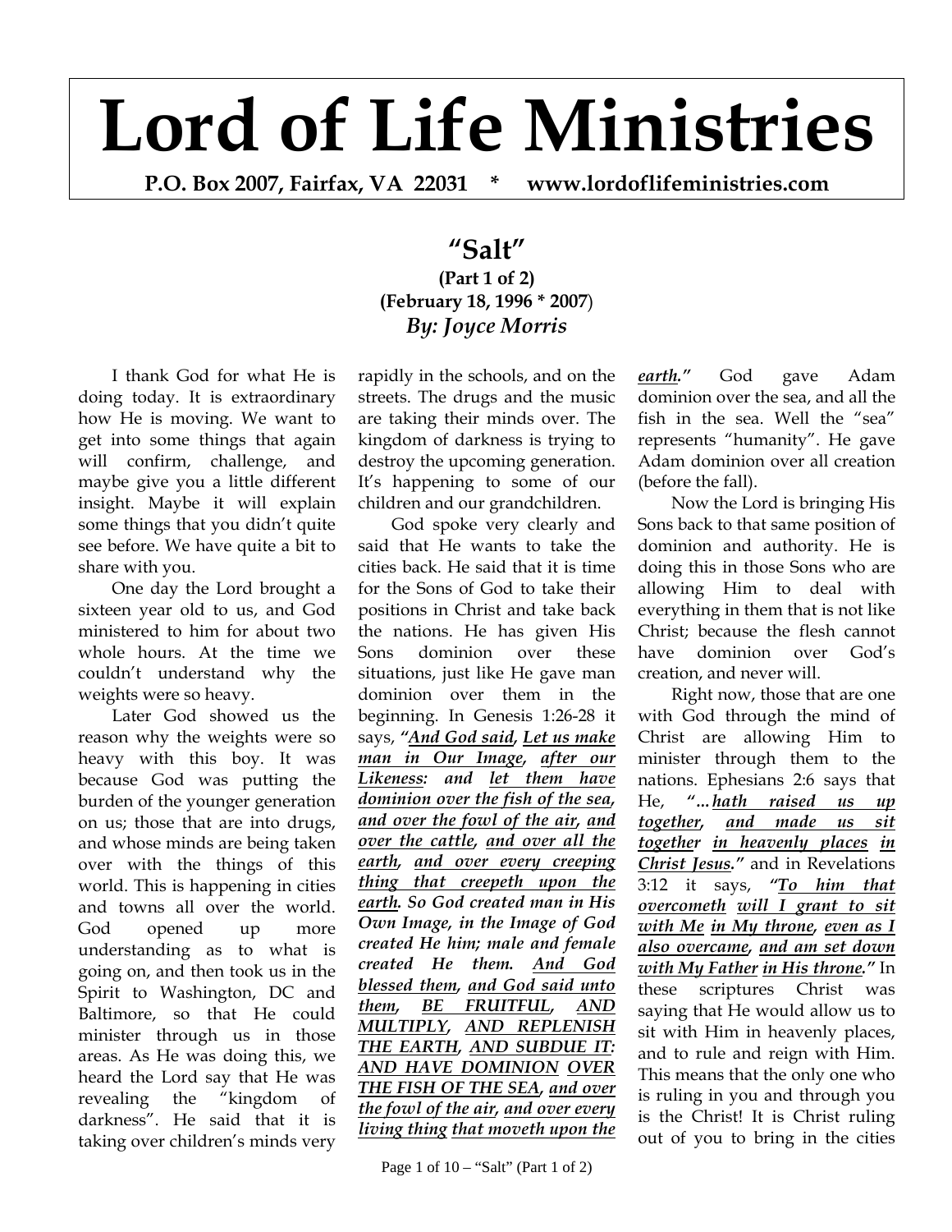# Lord of Life Ministries

**P.O. Box 2007, Fairfax, VA 22031 * www.lordoflifeministries.com**

## "Salt"

**(Part 1 of 2)**
**(February 18, 1996 * 2007)**
***By: Joyce Morris***

I thank God for what He is doing today. It is extraordinary how He is moving. We want to get into some things that again will confirm, challenge, and maybe give you a little different insight. Maybe it will explain some things that you didn't quite see before. We have quite a bit to share with you.

One day the Lord brought a sixteen year old to us, and God ministered to him for about two whole hours. At the time we couldn't understand why the weights were so heavy.

Later God showed us the reason why the weights were so heavy with this boy. It was because God was putting the burden of the younger generation on us; those that are into drugs, and whose minds are being taken over with the things of this world. This is happening in cities and towns all over the world. God opened up more understanding as to what is going on, and then took us in the Spirit to Washington, DC and Baltimore, so that He could minister through us in those areas. As He was doing this, we heard the Lord say that He was revealing the "kingdom of darkness". He said that it is taking over children's minds very rapidly in the schools, and on the streets. The drugs and the music are taking their minds over. The kingdom of darkness is trying to destroy the upcoming generation. It's happening to some of our children and our grandchildren.

God spoke very clearly and said that He wants to take the cities back. He said that it is time for the Sons of God to take their positions in Christ and take back the nations. He has given His Sons dominion over these situations, just like He gave man dominion over them in the beginning. In Genesis 1:26-28 it says, ***"And God said, Let us make man in Our Image, after our Likeness: and let them have dominion over the fish of the sea, and over the fowl of the air, and over the cattle, and over all the earth, and over every creeping thing that creepeth upon the earth. So God created man in His Own Image, in the Image of God created He him; male and female created He them. And God blessed them, and God said unto them, BE FRUITFUL, AND MULTIPLY, AND REPLENISH THE EARTH, AND SUBDUE IT: AND HAVE DOMINION OVER THE FISH OF THE SEA, and over the fowl of the air, and over every living thing that moveth upon the earth."*** God gave Adam dominion over the sea, and all the fish in the sea. Well the "sea" represents "humanity". He gave Adam dominion over all creation (before the fall).

Now the Lord is bringing His Sons back to that same position of dominion and authority. He is doing this in those Sons who are allowing Him to deal with everything in them that is not like Christ; because the flesh cannot have dominion over God's creation, and never will.

Right now, those that are one with God through the mind of Christ are allowing Him to minister through them to the nations. Ephesians 2:6 says that He, ***"…hath raised us up together, and made us sit together in heavenly places in Christ Jesus."*** and in Revelations 3:12 it says, ***"To him that overcometh will I grant to sit with Me in My throne, even as I also overcame, and am set down with My Father in His throne."*** In these scriptures Christ was saying that He would allow us to sit with Him in heavenly places, and to rule and reign with Him. This means that the only one who is ruling in you and through you is the Christ! It is Christ ruling out of you to bring in the cities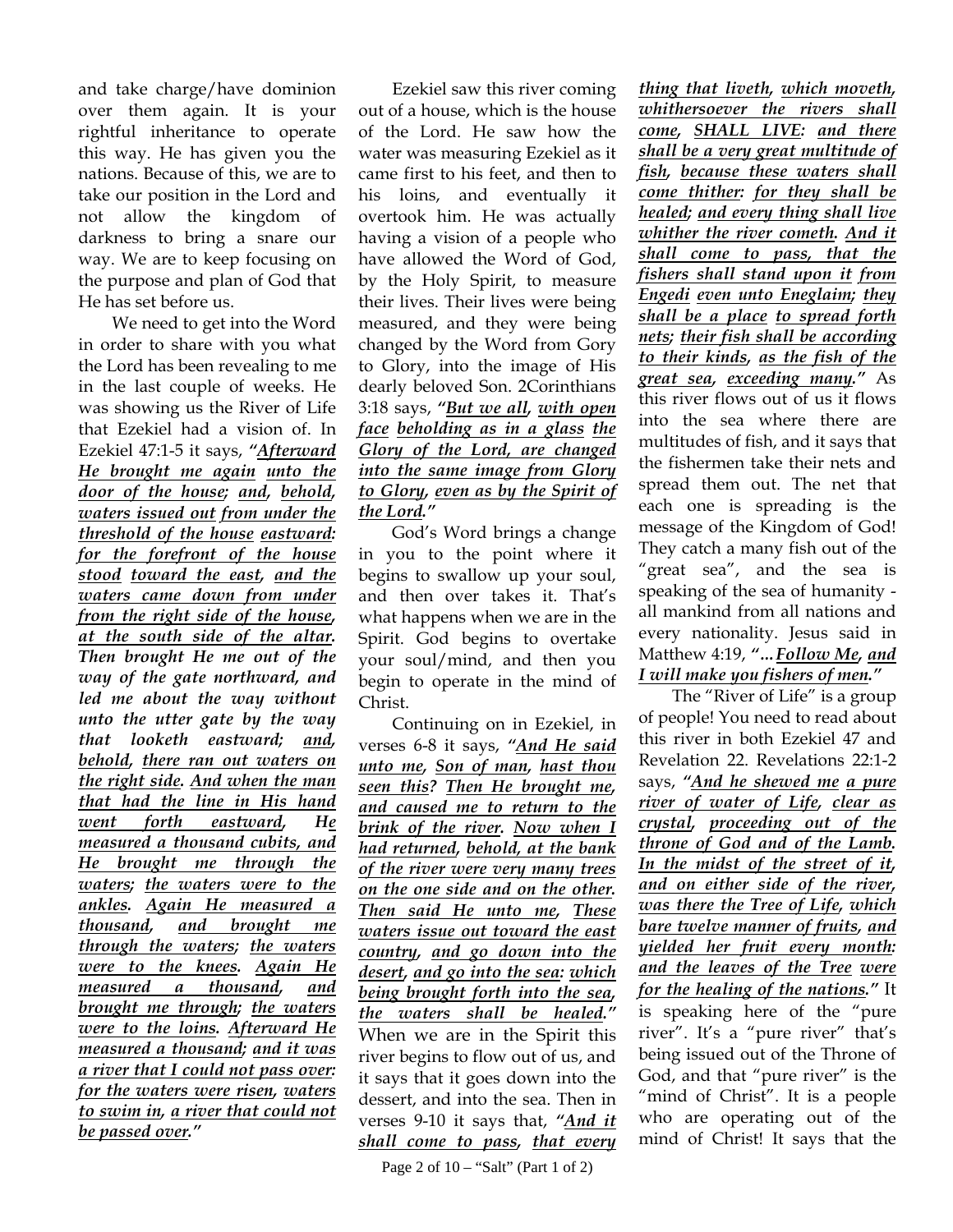and take charge/have dominion over them again. It is your rightful inheritance to operate this way. He has given you the nations. Because of this, we are to take our position in the Lord and not allow the kingdom of darkness to bring a snare our way. We are to keep focusing on the purpose and plan of God that He has set before us.

We need to get into the Word in order to share with you what the Lord has been revealing to me in the last couple of weeks. He was showing us the River of Life that Ezekiel had a vision of. In Ezekiel 47:1-5 it says, ***"Afterward He brought me again unto the door of the house; and, behold, waters issued out from under the threshold of the house eastward: for the forefront of the house stood toward the east, and the waters came down from under from the right side of the house, at the south side of the altar. Then brought He me out of the way of the gate northward, and led me about the way without unto the utter gate by the way that looketh eastward; and, behold, there ran out waters on the right side. And when the man that had the line in His hand went forth eastward, He measured a thousand cubits, and He brought me through the waters; the waters were to the ankles. Again He measured a thousand, and brought me through the waters; the waters were to the knees. Again He measured a thousand, and brought me through; the waters were to the loins. Afterward He measured a thousand; and it was a river that I could not pass over: for the waters were risen, waters to swim in, a river that could not be passed over."***

Ezekiel saw this river coming out of a house, which is the house of the Lord. He saw how the water was measuring Ezekiel as it came first to his feet, and then to his loins, and eventually it overtook him. He was actually having a vision of a people who have allowed the Word of God, by the Holy Spirit, to measure their lives. Their lives were being measured, and they were being changed by the Word from Gory to Glory, into the image of His dearly beloved Son. 2Corinthians 3:18 says, ***"But we all, with open face beholding as in a glass the Glory of the Lord, are changed into the same image from Glory to Glory, even as by the Spirit of the Lord."***

God's Word brings a change in you to the point where it begins to swallow up your soul, and then over takes it. That's what happens when we are in the Spirit. God begins to overtake your soul/mind, and then you begin to operate in the mind of Christ.

Continuing on in Ezekiel, in verses 6-8 it says, ***"And He said unto me, Son of man, hast thou seen this? Then He brought me, and caused me to return to the brink of the river. Now when I had returned, behold, at the bank of the river were very many trees on the one side and on the other. Then said He unto me, These waters issue out toward the east country, and go down into the desert, and go into the sea: which being brought forth into the sea, the waters shall be healed."*** When we are in the Spirit this river begins to flow out of us, and it says that it goes down into the dessert, and into the sea. Then in verses 9-10 it says that, ***"And it shall come to pass, that every thing that liveth, which moveth, whithersoever the rivers shall come, SHALL LIVE: and there shall be a very great multitude of fish, because these waters shall come thither: for they shall be healed; and every thing shall live whither the river cometh. And it shall come to pass, that the fishers shall stand upon it from Engedi even unto Eneglaim; they shall be a place to spread forth nets; their fish shall be according to their kinds, as the fish of the great sea, exceeding many."*** As this river flows out of us it flows into the sea where there are multitudes of fish, and it says that the fishermen take their nets and spread them out. The net that each one is spreading is the message of the Kingdom of God! They catch a many fish out of the "great sea", and the sea is speaking of the sea of humanity - all mankind from all nations and every nationality. Jesus said in Matthew 4:19, ***"...Follow Me, and I will make you fishers of men."***

The "River of Life" is a group of people! You need to read about this river in both Ezekiel 47 and Revelation 22. Revelations 22:1-2 says, ***"And he shewed me a pure river of water of Life, clear as crystal, proceeding out of the throne of God and of the Lamb. In the midst of the street of it, and on either side of the river, was there the Tree of Life, which bare twelve manner of fruits, and yielded her fruit every month: and the leaves of the Tree were for the healing of the nations."*** It is speaking here of the "pure river". It's a "pure river" that's being issued out of the Throne of God, and that "pure river" is the "mind of Christ". It is a people who are operating out of the mind of Christ! It says that the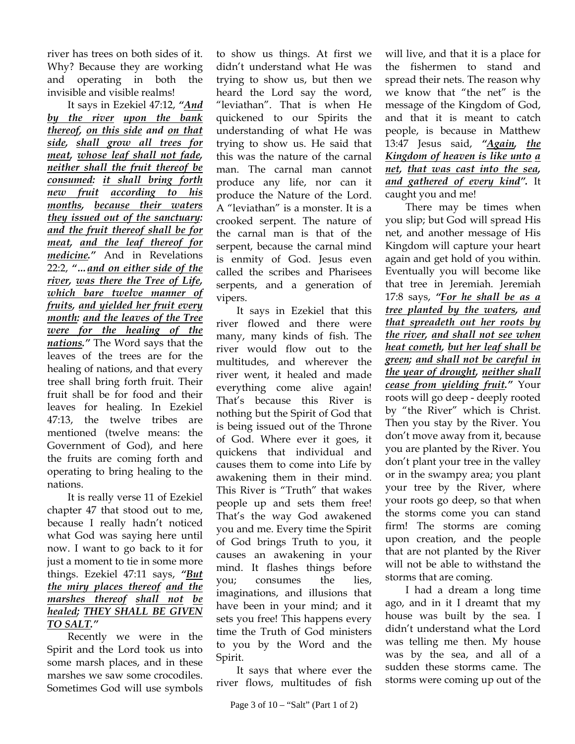river has trees on both sides of it. Why? Because they are working and operating in both the invisible and visible realms!

It says in Ezekiel 47:12, ***"<u>And by the river</u> <u>upon the bank thereof</u>, <u>on this side</u> and <u>on that side</u>, <u>shall grow all trees for meat</u>, <u>whose leaf shall not fade</u>, <u>neither shall the fruit thereof be consumed</u>: <u>it shall bring forth new fruit</u> <u>according to his months</u>, <u>because their waters they issued out of the sanctuary</u>: <u>and the fruit thereof shall be for meat</u>, <u>and the leaf thereof for medicine</u>."*** And in Revelations 22:2, ***"… <u>and on either side of the river</u>, <u>was there the Tree of Life</u>, <u>which bare twelve manner of fruits</u>, <u>and yielded her fruit every month</u>: <u>and the leaves of the Tree were for the healing of the nations</u>."*** The Word says that the leaves of the trees are for the healing of nations, and that every tree shall bring forth fruit. Their fruit shall be for food and their leaves for healing. In Ezekiel 47:13, the twelve tribes are mentioned (twelve means: the Government of God), and here the fruits are coming forth and operating to bring healing to the nations.

It is really verse 11 of Ezekiel chapter 47 that stood out to me, because I really hadn't noticed what God was saying here until now. I want to go back to it for just a moment to tie in some more things. Ezekiel 47:11 says, ***"<u>But the miry places thereof</u> <u>and the marshes thereof</u> <u>shall not be healed</u>; <u>THEY SHALL BE GIVEN TO SALT</u>."***

Recently we were in the Spirit and the Lord took us into some marsh places, and in these marshes we saw some crocodiles. Sometimes God will use symbols to show us things. At first we didn't understand what He was trying to show us, but then we heard the Lord say the word, "leviathan". That is when He quickened to our Spirits the understanding of what He was trying to show us. He said that this was the nature of the carnal man. The carnal man cannot produce any life, nor can it produce the Nature of the Lord. A "leviathan" is a monster. It is a crooked serpent. The nature of the carnal man is that of the serpent, because the carnal mind is enmity of God. Jesus even called the scribes and Pharisees serpents, and a generation of vipers.

It says in Ezekiel that this river flowed and there were many, many kinds of fish. The river would flow out to the multitudes, and wherever the river went, it healed and made everything come alive again! That's because this River is nothing but the Spirit of God that is being issued out of the Throne of God. Where ever it goes, it quickens that individual and causes them to come into Life by awakening them in their mind. This River is "Truth" that wakes people up and sets them free! That's the way God awakened you and me. Every time the Spirit of God brings Truth to you, it causes an awakening in your mind. It flashes things before you; consumes the lies, imaginations, and illusions that have been in your mind; and it sets you free! This happens every time the Truth of God ministers to you by the Word and the Spirit.

It says that where ever the river flows, multitudes of fish will live, and that it is a place for the fishermen to stand and spread their nets. The reason why we know that "the net" is the message of the Kingdom of God, and that it is meant to catch people, is because in Matthew 13:47 Jesus said, ***"<u>Again</u>, <u>the Kingdom of heaven is like unto</u> <u>a net</u>, <u>that was cast into the sea</u>, <u>and gathered of every kind</u>".*** It caught you and me!

There may be times when you slip; but God will spread His net, and another message of His Kingdom will capture your heart again and get hold of you within. Eventually you will become like that tree in Jeremiah. Jeremiah 17:8 says, ***"<u>For he shall be as a tree planted by the waters</u>, <u>and that spreadeth out her roots by the river</u>, <u>and shall not see when heat cometh</u>, <u>but her leaf shall be green</u>; <u>and shall not be careful in the year of drought</u>, <u>neither shall cease from yielding fruit</u>."*** Your roots will go deep - deeply rooted by "the River" which is Christ. Then you stay by the River. You don't move away from it, because you are planted by the River. You don't plant your tree in the valley or in the swampy area; you plant your tree by the River, where your roots go deep, so that when the storms come you can stand firm! The storms are coming upon creation, and the people that are not planted by the River will not be able to withstand the storms that are coming.

I had a dream a long time ago, and in it I dreamt that my house was built by the sea. I didn't understand what the Lord was telling me then. My house was by the sea, and all of a sudden these storms came. The storms were coming up out of the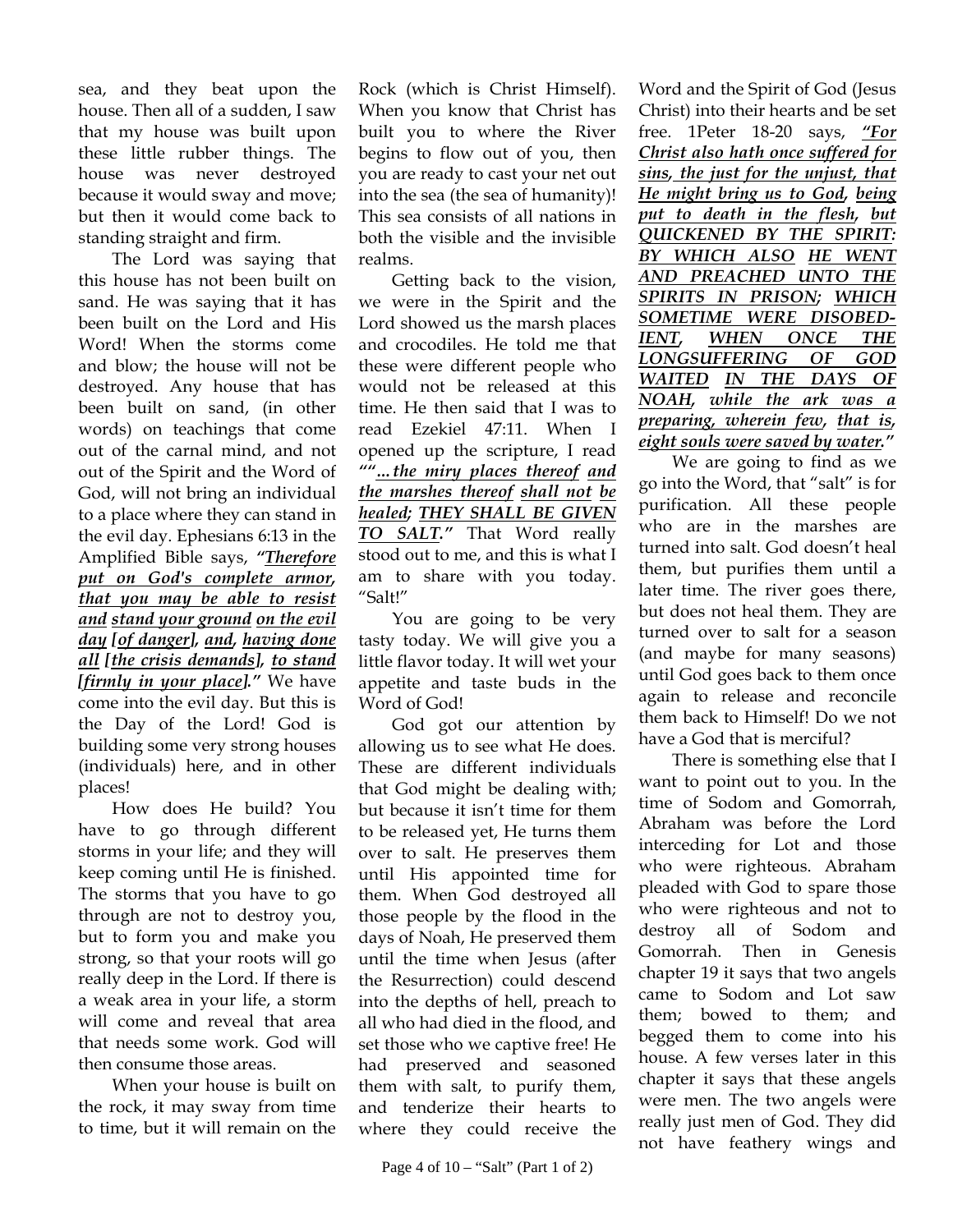sea, and they beat upon the house. Then all of a sudden, I saw that my house was built upon these little rubber things. The house was never destroyed because it would sway and move; but then it would come back to standing straight and firm.

The Lord was saying that this house has not been built on sand. He was saying that it has been built on the Lord and His Word! When the storms come and blow; the house will not be destroyed. Any house that has been built on sand, (in other words) on teachings that come out of the carnal mind, and not out of the Spirit and the Word of God, will not bring an individual to a place where they can stand in the evil day. Ephesians 6:13 in the Amplified Bible says, ***"Therefore put on God's complete armor, that you may be able to resist and stand your ground on the evil day [of danger], and, having done all [the crisis demands], to stand [firmly in your place]."*** We have come into the evil day. But this is the Day of the Lord! God is building some very strong houses (individuals) here, and in other places!

How does He build? You have to go through different storms in your life; and they will keep coming until He is finished. The storms that you have to go through are not to destroy you, but to form you and make you strong, so that your roots will go really deep in the Lord. If there is a weak area in your life, a storm will come and reveal that area that needs some work. God will then consume those areas.

When your house is built on the rock, it may sway from time to time, but it will remain on the Rock (which is Christ Himself). When you know that Christ has built you to where the River begins to flow out of you, then you are ready to cast your net out into the sea (the sea of humanity)! This sea consists of all nations in both the visible and the invisible realms.

Getting back to the vision, we were in the Spirit and the Lord showed us the marsh places and crocodiles. He told me that these were different people who would not be released at this time. He then said that I was to read Ezekiel 47:11. When I opened up the scripture, I read ***""…the miry places thereof and the marshes thereof shall not be healed; THEY SHALL BE GIVEN TO SALT."*** That Word really stood out to me, and this is what I am to share with you today. "Salt!"

You are going to be very tasty today. We will give you a little flavor today. It will wet your appetite and taste buds in the Word of God!

God got our attention by allowing us to see what He does. These are different individuals that God might be dealing with; but because it isn't time for them to be released yet, He turns them over to salt. He preserves them until His appointed time for them. When God destroyed all those people by the flood in the days of Noah, He preserved them until the time when Jesus (after the Resurrection) could descend into the depths of hell, preach to all who had died in the flood, and set those who we captive free! He had preserved and seasoned them with salt, to purify them, and tenderize their hearts to where they could receive the Word and the Spirit of God (Jesus Christ) into their hearts and be set free. 1Peter 18-20 says, ***"For Christ also hath once suffered for sins, the just for the unjust, that He might bring us to God, being put to death in the flesh, but QUICKENED BY THE SPIRIT: BY WHICH ALSO HE WENT AND PREACHED UNTO THE SPIRITS IN PRISON; WHICH SOMETIME WERE DISOBEDIENT, WHEN ONCE THE LONGSUFFERING OF GOD WAITED IN THE DAYS OF NOAH, while the ark was a preparing, wherein few, that is, eight souls were saved by water."***

We are going to find as we go into the Word, that "salt" is for purification. All these people who are in the marshes are turned into salt. God doesn't heal them, but purifies them until a later time. The river goes there, but does not heal them. They are turned over to salt for a season (and maybe for many seasons) until God goes back to them once again to release and reconcile them back to Himself! Do we not have a God that is merciful?

There is something else that I want to point out to you. In the time of Sodom and Gomorrah, Abraham was before the Lord interceding for Lot and those who were righteous. Abraham pleaded with God to spare those who were righteous and not to destroy all of Sodom and Gomorrah. Then in Genesis chapter 19 it says that two angels came to Sodom and Lot saw them; bowed to them; and begged them to come into his house. A few verses later in this chapter it says that these angels were men. The two angels were really just men of God. They did not have feathery wings and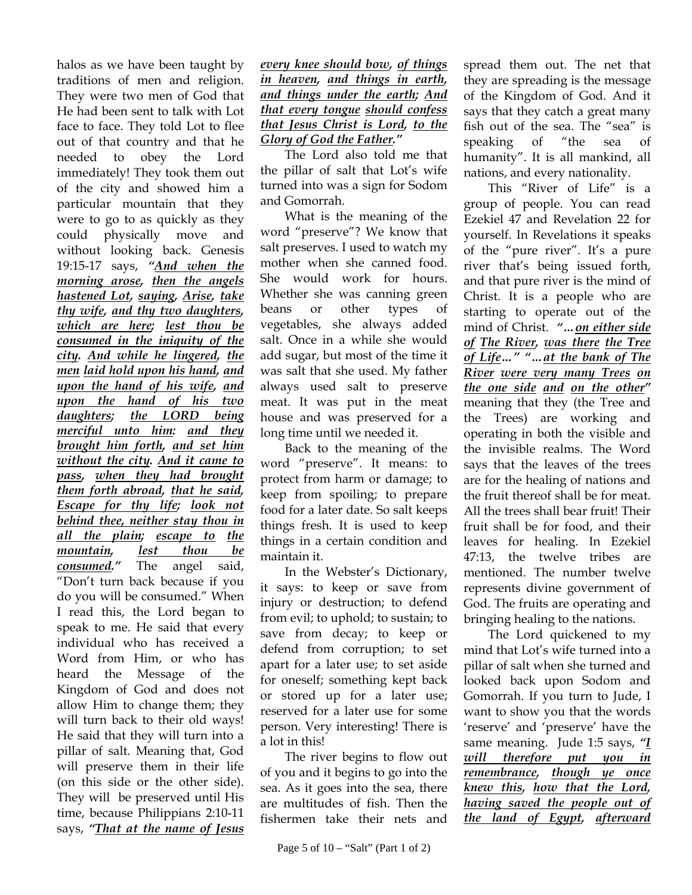halos as we have been taught by traditions of men and religion. They were two men of God that He had been sent to talk with Lot face to face. They told Lot to flee out of that country and that he needed to obey the Lord immediately! They took them out of the city and showed him a particular mountain that they were to go to as quickly as they could physically move and without looking back. Genesis 19:15-17 says, ***"<u>And when the morning arose</u>, <u>then the angels hastened Lot</u>, <u>saying</u>, <u>Arise</u>, <u>take thy wife</u>, <u>and thy two daughters</u>, <u>which are here</u>; <u>lest thou be consumed in the iniquity of the city</u>. <u>And while he lingered</u>, <u>the men</u> <u>laid hold upon his hand</u>, <u>and upon the hand of his wife</u>, <u>and upon the hand of his two daughters</u>; <u>the LORD being merciful unto him</u>: <u>and they brought him forth</u>, <u>and set him without the city</u>. <u>And it came to pass</u>, <u>when they had brought them forth abroad</u>, <u>that he said</u>, <u>Escape for thy life</u>; <u>look not behind thee, neither stay thou in all the plain</u>; <u>escape to the mountain</u>, <u>lest thou be consumed</u>."*** The angel said, "Don't turn back because if you do you will be consumed." When I read this, the Lord began to speak to me. He said that every individual who has received a Word from Him, or who has heard the Message of the Kingdom of God and does not allow Him to change them; they will turn back to their old ways! He said that they will turn into a pillar of salt. Meaning that, God will preserve them in their life (on this side or the other side). They will be preserved until His time, because Philippians 2:10-11 says, ***"<u>That at the name of Jesus every knee should bow</u>, <u>of things in heaven</u>, <u>and things in earth</u>, <u>and things under the earth</u>; <u>And that every tongue</u> <u>should confess that Jesus Christ is Lord</u>, <u>to the Glory of God the Father</u>."***

The Lord also told me that the pillar of salt that Lot's wife turned into was a sign for Sodom and Gomorrah.

What is the meaning of the word "preserve"? We know that salt preserves. I used to watch my mother when she canned food. She would work for hours. Whether she was canning green beans or other types of vegetables, she always added salt. Once in a while she would add sugar, but most of the time it was salt that she used. My father always used salt to preserve meat. It was put in the meat house and was preserved for a long time until we needed it.

Back to the meaning of the word "preserve". It means: to protect from harm or damage; to keep from spoiling; to prepare food for a later date. So salt keeps things fresh. It is used to keep things in a certain condition and maintain it.

In the Webster's Dictionary, it says: to keep or save from injury or destruction; to defend from evil; to uphold; to sustain; to save from decay; to keep or defend from corruption; to set apart for a later use; to set aside for oneself; something kept back or stored up for a later use; reserved for a later use for some person. Very interesting! There is a lot in this!

The river begins to flow out of you and it begins to go into the sea. As it goes into the sea, there are multitudes of fish. Then the fishermen take their nets and spread them out. The net that they are spreading is the message of the Kingdom of God. And it says that they catch a great many fish out of the sea. The "sea" is speaking of "the sea of humanity". It is all mankind, all nations, and every nationality.

This "River of Life" is a group of people. You can read Ezekiel 47 and Revelation 22 for yourself. In Revelations it speaks of the "pure river". It's a pure river that's being issued forth, and that pure river is the mind of Christ. It is a people who are starting to operate out of the mind of Christ. ***"…<u>on either side of</u> <u>The River</u>, <u>was there</u> <u>the Tree of Life</u>…" "…<u>at the bank of The River</u> <u>were very many Trees</u> <u>on the one side</u> <u>and</u> <u>on the other</u>"*** meaning that they (the Tree and the Trees) are working and operating in both the visible and the invisible realms. The Word says that the leaves of the trees are for the healing of nations and the fruit thereof shall be for meat. All the trees shall bear fruit! Their fruit shall be for food, and their leaves for healing. In Ezekiel 47:13, the twelve tribes are mentioned. The number twelve represents divine government of God. The fruits are operating and bringing healing to the nations.

The Lord quickened to my mind that Lot's wife turned into a pillar of salt when she turned and looked back upon Sodom and Gomorrah. If you turn to Jude, I want to show you that the words 'reserve' and 'preserve' have the same meaning. Jude 1:5 says, ***"<u>I will therefore put you in remembrance</u>, <u>though ye once knew this</u>, <u>how that the Lord</u>, <u>having saved the people out of the land of Egypt</u>, <u>afterward</u>***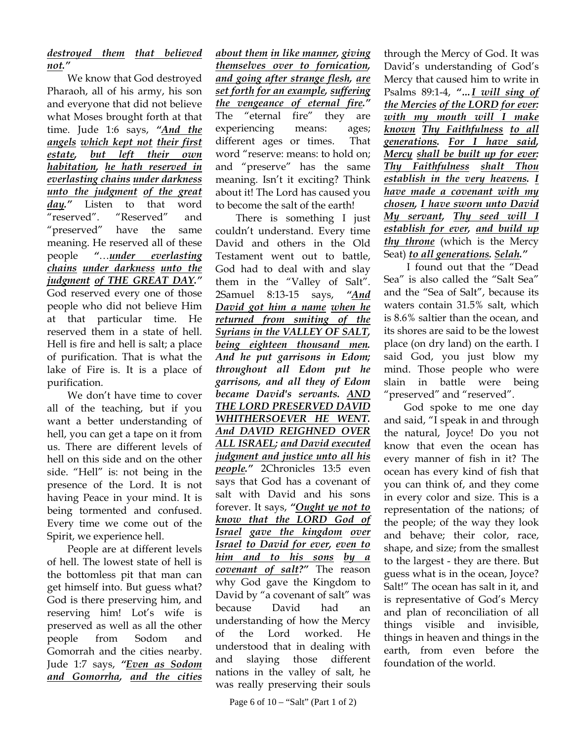***destroyed them that believed not."***

We know that God destroyed Pharaoh, all of his army, his son and everyone that did not believe what Moses brought forth at that time. Jude 1:6 says, ***"And the angels which kept not their first estate, but left their own habitation, he hath reserved in everlasting chains under darkness unto the judgment of the great day."*** Listen to that word "reserved". "Reserved" and "preserved" have the same meaning. He reserved all of these people ***"…under everlasting chains under darkness unto the judgment of THE GREAT DAY."*** God reserved every one of those people who did not believe Him at that particular time. He reserved them in a state of hell. Hell is fire and hell is salt; a place of purification. That is what the lake of Fire is. It is a place of purification.

We don't have time to cover all of the teaching, but if you want a better understanding of hell, you can get a tape on it from us. There are different levels of hell on this side and on the other side. "Hell" is: not being in the presence of the Lord. It is not having Peace in your mind. It is being tormented and confused. Every time we come out of the Spirit, we experience hell.

People are at different levels of hell. The lowest state of hell is the bottomless pit that man can get himself into. But guess what? God is there preserving him, and reserving him! Lot's wife is preserved as well as all the other people from Sodom and Gomorrah and the cities nearby. Jude 1:7 says, ***"Even as Sodom and Gomorrha, and the cities about them in like manner, giving themselves over to fornication, and going after strange flesh, are set forth for an example, suffering the vengeance of eternal fire."*** The "eternal fire" they are experiencing means: ages; different ages or times. That word "reserve: means: to hold on; and "preserve" has the same meaning. Isn't it exciting? Think about it! The Lord has caused you to become the salt of the earth!

There is something I just couldn't understand. Every time David and others in the Old Testament went out to battle, God had to deal with and slay them in the "Valley of Salt". 2Samuel 8:13-15 says, ***"And David got him a name when he returned from smiting of the Syrians in the VALLEY OF SALT, being eighteen thousand men. And he put garrisons in Edom; throughout all Edom put he garrisons, and all they of Edom became David's servants. AND THE LORD PRESERVED DAVID WHITHERSOEVER HE WENT. And DAVID REIGHNED OVER ALL ISRAEL; and David executed judgment and justice unto all his people."*** 2Chronicles 13:5 even says that God has a covenant of salt with David and his sons forever. It says, ***"Ought ye not to know that the LORD God of Israel gave the kingdom over Israel to David for ever, even to him and to his sons by a covenant of salt?"*** The reason why God gave the Kingdom to David by "a covenant of salt" was because David had an understanding of how the Mercy of the Lord worked. He understood that in dealing with and slaying those different nations in the valley of salt, he was really preserving their souls through the Mercy of God. It was David's understanding of God's Mercy that caused him to write in Psalms 89:1-4, ***"…I will sing of the Mercies of the LORD for ever: with my mouth will I make known Thy Faithfulness to all generations. For I have said, Mercy shall be built up for ever: Thy Faithfulness shalt Thou establish in the very heavens. I have made a covenant with my chosen, I have sworn unto David My servant, Thy seed will I establish for ever, and build up thy throne*** (which is the Mercy Seat) ***to all generations. Selah."***

I found out that the "Dead Sea" is also called the "Salt Sea" and the "Sea of Salt", because its waters contain 31.5% salt, which is 8.6% saltier than the ocean, and its shores are said to be the lowest place (on dry land) on the earth. I said God, you just blow my mind. Those people who were slain in battle were being "preserved" and "reserved".

God spoke to me one day and said, "I speak in and through the natural, Joyce! Do you not know that even the ocean has every manner of fish in it? The ocean has every kind of fish that you can think of, and they come in every color and size. This is a representation of the nations; of the people; of the way they look and behave; their color, race, shape, and size; from the smallest to the largest - they are there. But guess what is in the ocean, Joyce? Salt!" The ocean has salt in it, and is representative of God's Mercy and plan of reconciliation of all things visible and invisible, things in heaven and things in the earth, from even before the foundation of the world.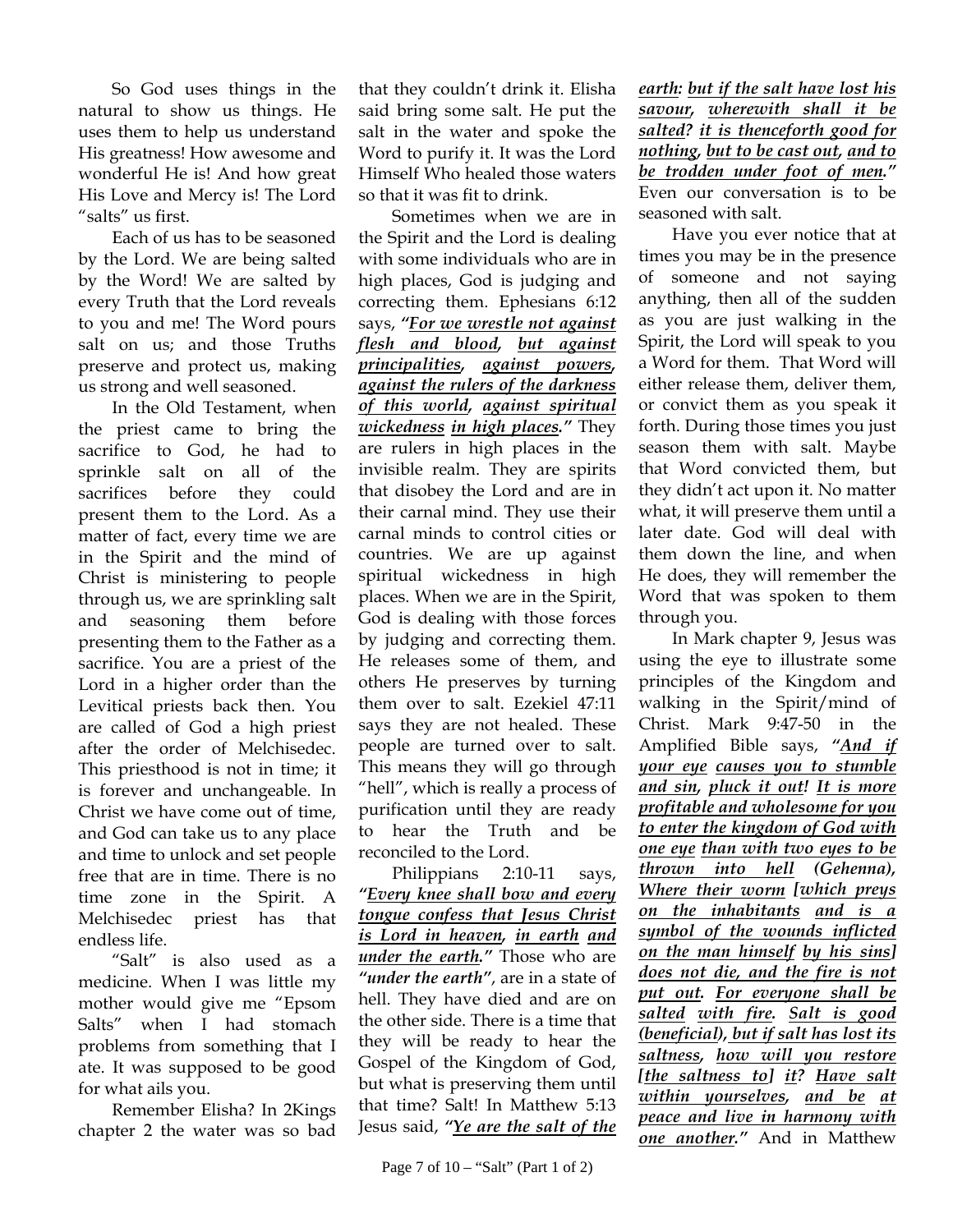So God uses things in the natural to show us things. He uses them to help us understand His greatness! How awesome and wonderful He is! And how great His Love and Mercy is! The Lord "salts" us first.

Each of us has to be seasoned by the Lord. We are being salted by the Word! We are salted by every Truth that the Lord reveals to you and me! The Word pours salt on us; and those Truths preserve and protect us, making us strong and well seasoned.

In the Old Testament, when the priest came to bring the sacrifice to God, he had to sprinkle salt on all of the sacrifices before they could present them to the Lord. As a matter of fact, every time we are in the Spirit and the mind of Christ is ministering to people through us, we are sprinkling salt and seasoning them before presenting them to the Father as a sacrifice. You are a priest of the Lord in a higher order than the Levitical priests back then. You are called of God a high priest after the order of Melchisedec. This priesthood is not in time; it is forever and unchangeable. In Christ we have come out of time, and God can take us to any place and time to unlock and set people free that are in time. There is no time zone in the Spirit. A Melchisedec priest has that endless life.

"Salt" is also used as a medicine. When I was little my mother would give me "Epsom Salts" when I had stomach problems from something that I ate. It was supposed to be good for what ails you.

Remember Elisha? In 2Kings chapter 2 the water was so bad that they couldn't drink it. Elisha said bring some salt. He put the salt in the water and spoke the Word to purify it. It was the Lord Himself Who healed those waters so that it was fit to drink.

Sometimes when we are in the Spirit and the Lord is dealing with some individuals who are in high places, God is judging and correcting them. Ephesians 6:12 says, ***"For we wrestle not against flesh and blood, but against principalities, against powers, against the rulers of the darkness of this world, against spiritual wickedness in high places."*** They are rulers in high places in the invisible realm. They are spirits that disobey the Lord and are in their carnal mind. They use their carnal minds to control cities or countries. We are up against spiritual wickedness in high places. When we are in the Spirit, God is dealing with those forces by judging and correcting them. He releases some of them, and others He preserves by turning them over to salt. Ezekiel 47:11 says they are not healed. These people are turned over to salt. This means they will go through "hell", which is really a process of purification until they are ready to hear the Truth and be reconciled to the Lord.

Philippians 2:10-11 says, ***"Every knee shall bow and every tongue confess that Jesus Christ is Lord in heaven, in earth and under the earth."*** Those who are ***"under the earth"***, are in a state of hell. They have died and are on the other side. There is a time that they will be ready to hear the Gospel of the Kingdom of God, but what is preserving them until that time? Salt! In Matthew 5:13 Jesus said, ***"Ye are the salt of the earth: but if the salt have lost his savour, wherewith shall it be salted? it is thenceforth good for nothing, but to be cast out, and to be trodden under foot of men."*** Even our conversation is to be seasoned with salt.

Have you ever notice that at times you may be in the presence of someone and not saying anything, then all of the sudden as you are just walking in the Spirit, the Lord will speak to you a Word for them. That Word will either release them, deliver them, or convict them as you speak it forth. During those times you just season them with salt. Maybe that Word convicted them, but they didn't act upon it. No matter what, it will preserve them until a later date. God will deal with them down the line, and when He does, they will remember the Word that was spoken to them through you.

In Mark chapter 9, Jesus was using the eye to illustrate some principles of the Kingdom and walking in the Spirit/mind of Christ. Mark 9:47-50 in the Amplified Bible says, ***"And if your eye causes you to stumble and sin, pluck it out! It is more profitable and wholesome for you to enter the kingdom of God with one eye than with two eyes to be thrown into hell (Gehenna), Where their worm [which preys on the inhabitants and is a symbol of the wounds inflicted on the man himself by his sins] does not die, and the fire is not put out. For everyone shall be salted with fire. Salt is good (beneficial), but if salt has lost its saltness, how will you restore [the saltness to] it? Have salt within yourselves, and be at peace and live in harmony with one another."*** And in Matthew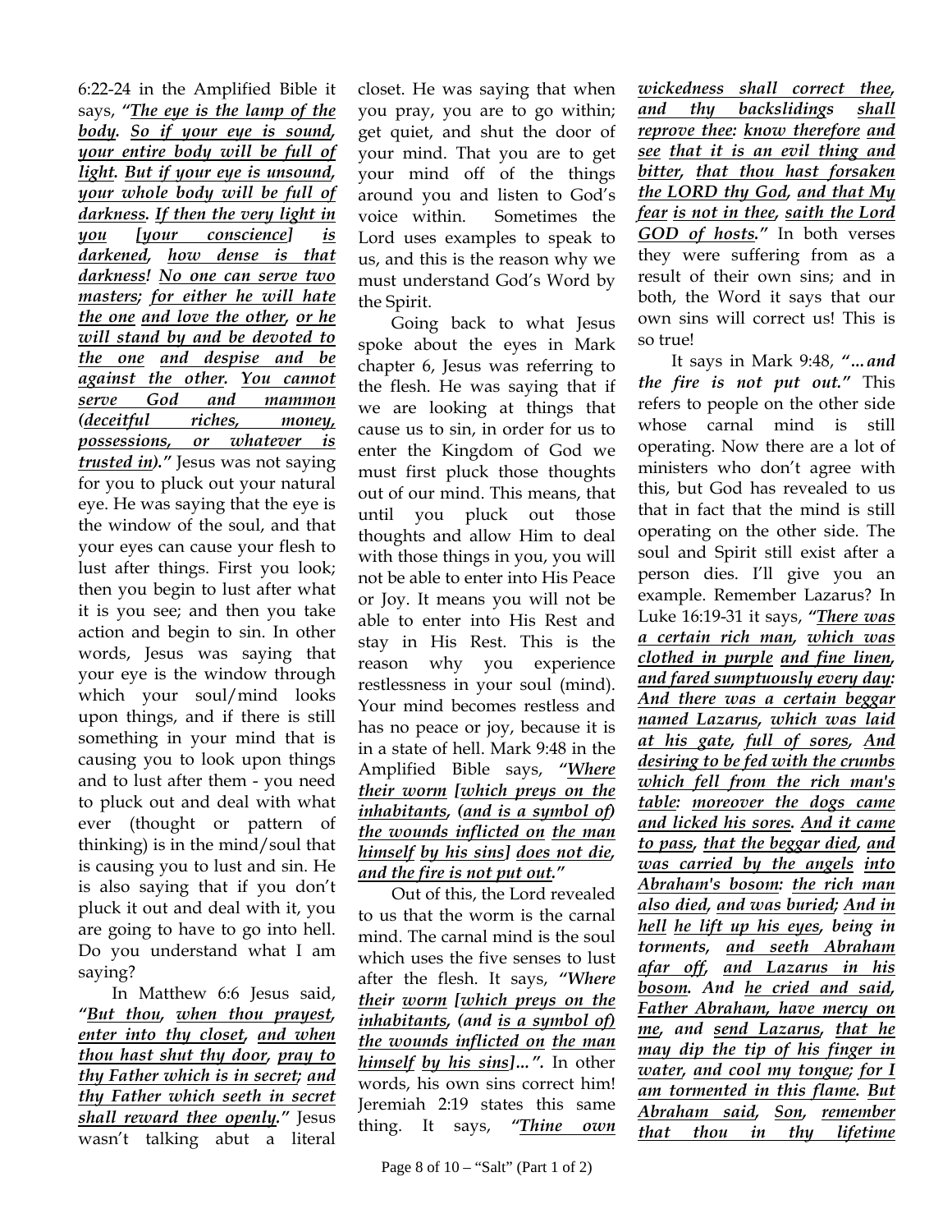6:22-24 in the Amplified Bible it says, ***"The eye is the lamp of the body. So if your eye is sound, your entire body will be full of light. But if your eye is unsound, your whole body will be full of darkness. If then the very light in you [your conscience] is darkened, how dense is that darkness! No one can serve two masters; for either he will hate the one and love the other, or he will stand by and be devoted to the one and despise and be against the other. You cannot serve God and mammon (deceitful riches, money, possessions, or whatever is trusted in)."*** Jesus was not saying for you to pluck out your natural eye. He was saying that the eye is the window of the soul, and that your eyes can cause your flesh to lust after things. First you look; then you begin to lust after what it is you see; and then you take action and begin to sin. In other words, Jesus was saying that your eye is the window through which your soul/mind looks upon things, and if there is still something in your mind that is causing you to look upon things and to lust after them - you need to pluck out and deal with what ever (thought or pattern of thinking) is in the mind/soul that is causing you to lust and sin. He is also saying that if you don't pluck it out and deal with it, you are going to have to go into hell. Do you understand what I am saying?

In Matthew 6:6 Jesus said, ***"But thou, when thou prayest, enter into thy closet, and when thou hast shut thy door, pray to thy Father which is in secret; and thy Father which seeth in secret shall reward thee openly."*** Jesus wasn't talking abut a literal closet. He was saying that when you pray, you are to go within; get quiet, and shut the door of your mind. That you are to get your mind off of the things around you and listen to God's voice within. Sometimes the Lord uses examples to speak to us, and this is the reason why we must understand God's Word by the Spirit.

Going back to what Jesus spoke about the eyes in Mark chapter 6, Jesus was referring to the flesh. He was saying that if we are looking at things that cause us to sin, in order for us to enter the Kingdom of God we must first pluck those thoughts out of our mind. This means, that until you pluck out those thoughts and allow Him to deal with those things in you, you will not be able to enter into His Peace or Joy. It means you will not be able to enter into His Rest and stay in His Rest. This is the reason why you experience restlessness in your soul (mind). Your mind becomes restless and has no peace or joy, because it is in a state of hell. Mark 9:48 in the Amplified Bible says, ***"Where their worm [which preys on the inhabitants, (and is a symbol of) the wounds inflicted on the man himself by his sins] does not die, and the fire is not put out."***

Out of this, the Lord revealed to us that the worm is the carnal mind. The carnal mind is the soul which uses the five senses to lust after the flesh. It says, ***"Where their worm [which preys on the inhabitants, (and is a symbol of) the wounds inflicted on the man himself by his sins]...".*** In other words, his own sins correct him! Jeremiah 2:19 states this same thing. It says, ***"Thine own wickedness shall correct thee, and thy backslidings shall reprove thee: know therefore and see that it is an evil thing and bitter, that thou hast forsaken the LORD thy God, and that My fear is not in thee, saith the Lord GOD of hosts."*** In both verses they were suffering from as a result of their own sins; and in both, the Word it says that our own sins will correct us! This is so true!

It says in Mark 9:48, ***"...and the fire is not put out."*** This refers to people on the other side whose carnal mind is still operating. Now there are a lot of ministers who don't agree with this, but God has revealed to us that in fact that the mind is still operating on the other side. The soul and Spirit still exist after a person dies. I'll give you an example. Remember Lazarus? In Luke 16:19-31 it says, ***"There was a certain rich man, which was clothed in purple and fine linen, and fared sumptuously every day: And there was a certain beggar named Lazarus, which was laid at his gate, full of sores, And desiring to be fed with the crumbs which fell from the rich man's table: moreover the dogs came and licked his sores. And it came to pass, that the beggar died, and was carried by the angels into Abraham's bosom: the rich man also died, and was buried; And in hell he lift up his eyes, being in torments, and seeth Abraham afar off, and Lazarus in his bosom. And he cried and said, Father Abraham, have mercy on me, and send Lazarus, that he may dip the tip of his finger in water, and cool my tongue; for I am tormented in this flame. But Abraham said, Son, remember that thou in thy lifetime***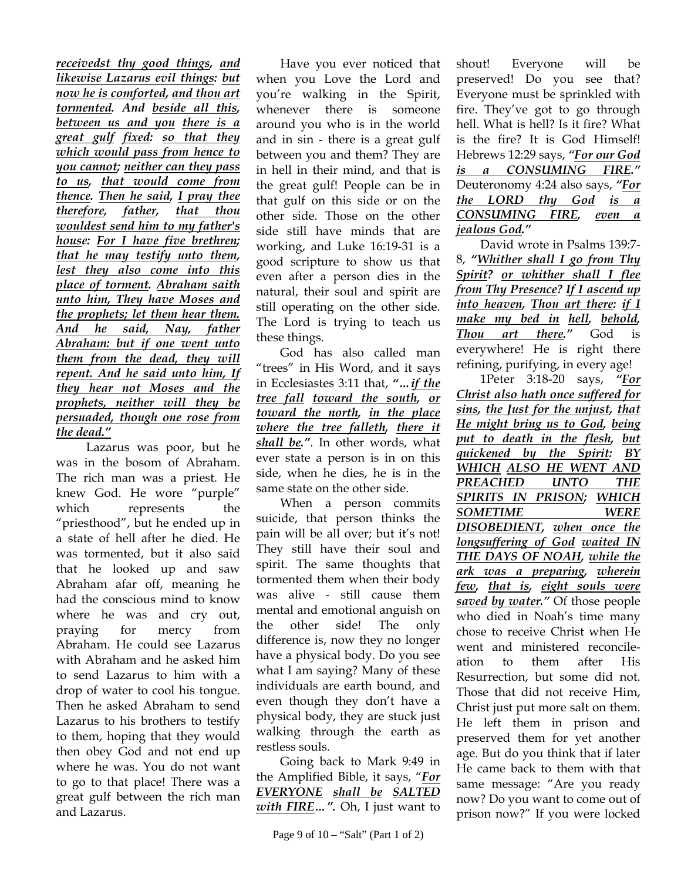***receivedst thy good things, and likewise Lazarus evil things: but now he is comforted, and thou art tormented. And beside all this, between us and you there is a great gulf fixed: so that they which would pass from hence to you cannot; neither can they pass to us, that would come from thence. Then he said, I pray thee therefore, father, that thou wouldest send him to my father's house: For I have five brethren; that he may testify unto them, lest they also come into this place of torment. Abraham saith unto him, They have Moses and the prophets; let them hear them. And he said, Nay, father Abraham: but if one went unto them from the dead, they will repent. And he said unto him, If they hear not Moses and the prophets, neither will they be persuaded, though one rose from the dead."***

Lazarus was poor, but he was in the bosom of Abraham. The rich man was a priest. He knew God. He wore "purple" which represents the "priesthood", but he ended up in a state of hell after he died. He was tormented, but it also said that he looked up and saw Abraham afar off, meaning he had the conscious mind to know where he was and cry out, praying for mercy from Abraham. He could see Lazarus with Abraham and he asked him to send Lazarus to him with a drop of water to cool his tongue. Then he asked Abraham to send Lazarus to his brothers to testify to them, hoping that they would then obey God and not end up where he was. You do not want to go to that place! There was a great gulf between the rich man and Lazarus.

Have you ever noticed that when you Love the Lord and you're walking in the Spirit, whenever there is someone around you who is in the world and in sin - there is a great gulf between you and them? They are in hell in their mind, and that is the great gulf! People can be in that gulf on this side or on the other side. Those on the other side still have minds that are working, and Luke 16:19-31 is a good scripture to show us that even after a person dies in the natural, their soul and spirit are still operating on the other side. The Lord is trying to teach us these things.

God has also called man "trees" in His Word, and it says in Ecclesiastes 3:11 that, ***"…if the tree fall toward the south, or toward the north, in the place where the tree falleth, there it shall be."***. In other words, what ever state a person is in on this side, when he dies, he is in the same state on the other side.

When a person commits suicide, that person thinks the pain will be all over; but it's not! They still have their soul and spirit. The same thoughts that tormented them when their body was alive - still cause them mental and emotional anguish on the other side! The only difference is, now they no longer have a physical body. Do you see what I am saying? Many of these individuals are earth bound, and even though they don't have a physical body, they are stuck just walking through the earth as restless souls.

Going back to Mark 9:49 in the Amplified Bible, it says, "***For EVERYONE shall be SALTED with FIRE…"***. Oh, I just want to shout! Everyone will be preserved! Do you see that? Everyone must be sprinkled with fire. They've got to go through hell. What is hell? Is it fire? What is the fire? It is God Himself! Hebrews 12:29 says, ***"For our God is a CONSUMING FIRE."*** Deuteronomy 4:24 also says, ***"For the LORD thy God is a CONSUMING FIRE, even a jealous God."***

David wrote in Psalms 139:7-8, ***"Whither shall I go from Thy Spirit? or whither shall I flee from Thy Presence? If I ascend up into heaven, Thou art there: if I make my bed in hell, behold, Thou art there."*** God is everywhere! He is right there refining, purifying, in every age!

1Peter 3:18-20 says, ***"For Christ also hath once suffered for sins, the Just for the unjust, that He might bring us to God, being put to death in the flesh, but quickened by the Spirit: BY WHICH ALSO HE WENT AND PREACHED UNTO THE SPIRITS IN PRISON; WHICH SOMETIME WERE DISOBEDIENT, when once the longsuffering of God waited IN THE DAYS OF NOAH, while the ark was a preparing, wherein few, that is, eight souls were saved by water."*** Of those people who died in Noah's time many chose to receive Christ when He went and ministered reconcile-ation to them after His Resurrection, but some did not. Those that did not receive Him, Christ just put more salt on them. He left them in prison and preserved them for yet another age. But do you think that if later He came back to them with that same message: "Are you ready now? Do you want to come out of prison now?" If you were locked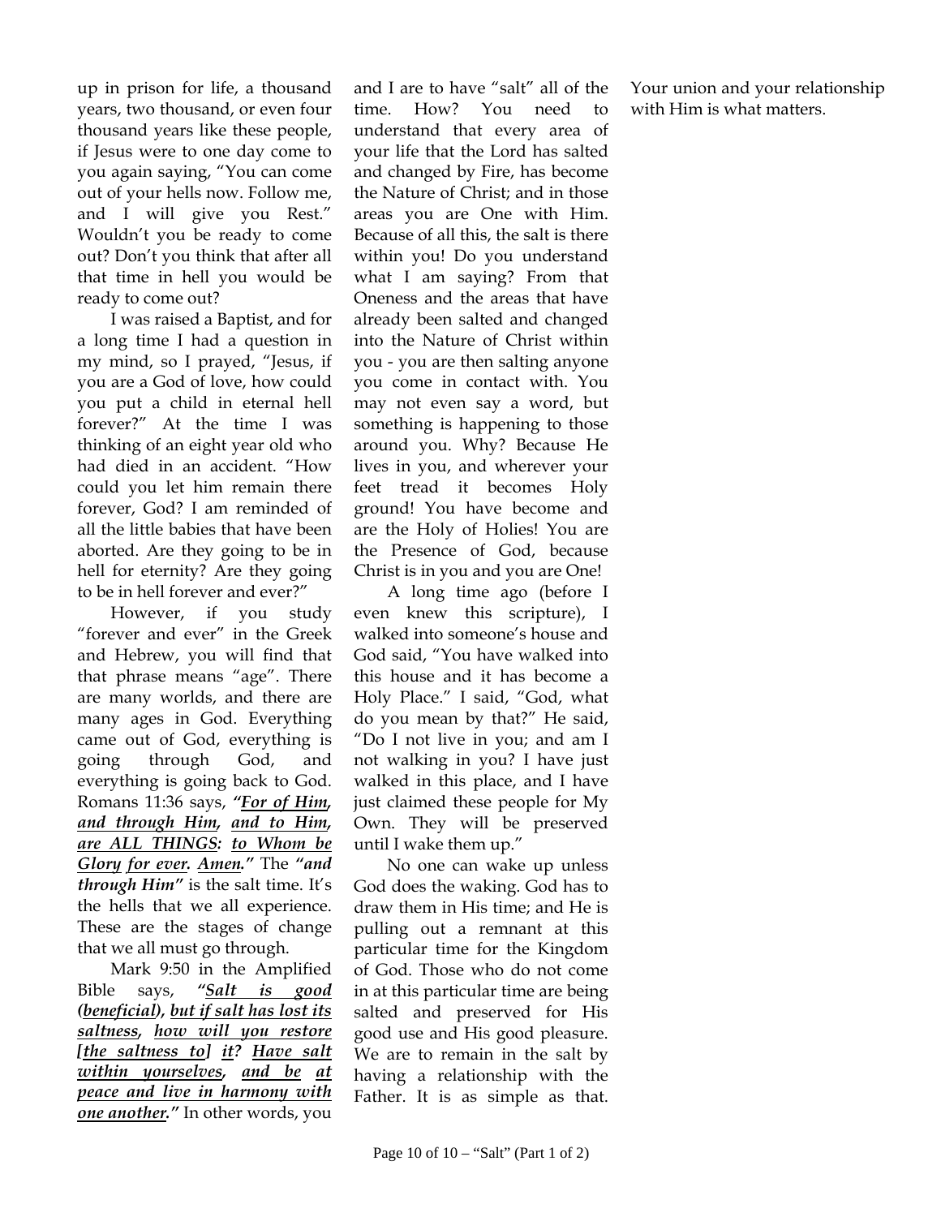up in prison for life, a thousand years, two thousand, or even four thousand years like these people, if Jesus were to one day come to you again saying, "You can come out of your hells now. Follow me, and I will give you Rest." Wouldn't you be ready to come out? Don't you think that after all that time in hell you would be ready to come out?

I was raised a Baptist, and for a long time I had a question in my mind, so I prayed, "Jesus, if you are a God of love, how could you put a child in eternal hell forever?" At the time I was thinking of an eight year old who had died in an accident. "How could you let him remain there forever, God? I am reminded of all the little babies that have been aborted. Are they going to be in hell for eternity? Are they going to be in hell forever and ever?"

However, if you study "forever and ever" in the Greek and Hebrew, you will find that that phrase means "age". There are many worlds, and there are many ages in God. Everything came out of God, everything is going through God, and everything is going back to God. Romans 11:36 says, ***"For of Him, and through Him, and to Him, are ALL THINGS: to Whom be Glory for ever. Amen."*** The ***"and through Him"*** is the salt time. It's the hells that we all experience. These are the stages of change that we all must go through.

Mark 9:50 in the Amplified Bible says, ***"Salt is good (beneficial), but if salt has lost its saltness, how will you restore [the saltness to] it? Have salt within yourselves, and be at peace and live in harmony with one another."*** In other words, you and I are to have "salt" all of the time. How? You need to understand that every area of your life that the Lord has salted and changed by Fire, has become the Nature of Christ; and in those areas you are One with Him. Because of all this, the salt is there within you! Do you understand what I am saying? From that Oneness and the areas that have already been salted and changed into the Nature of Christ within you - you are then salting anyone you come in contact with. You may not even say a word, but something is happening to those around you. Why? Because He lives in you, and wherever your feet tread it becomes Holy ground! You have become and are the Holy of Holies! You are the Presence of God, because Christ is in you and you are One!

A long time ago (before I even knew this scripture), I walked into someone's house and God said, "You have walked into this house and it has become a Holy Place." I said, "God, what do you mean by that?" He said, "Do I not live in you; and am I not walking in you? I have just walked in this place, and I have just claimed these people for My Own. They will be preserved until I wake them up."

No one can wake up unless God does the waking. God has to draw them in His time; and He is pulling out a remnant at this particular time for the Kingdom of God. Those who do not come in at this particular time are being salted and preserved for His good use and His good pleasure. We are to remain in the salt by having a relationship with the Father. It is as simple as that. Your union and your relationship with Him is what matters.